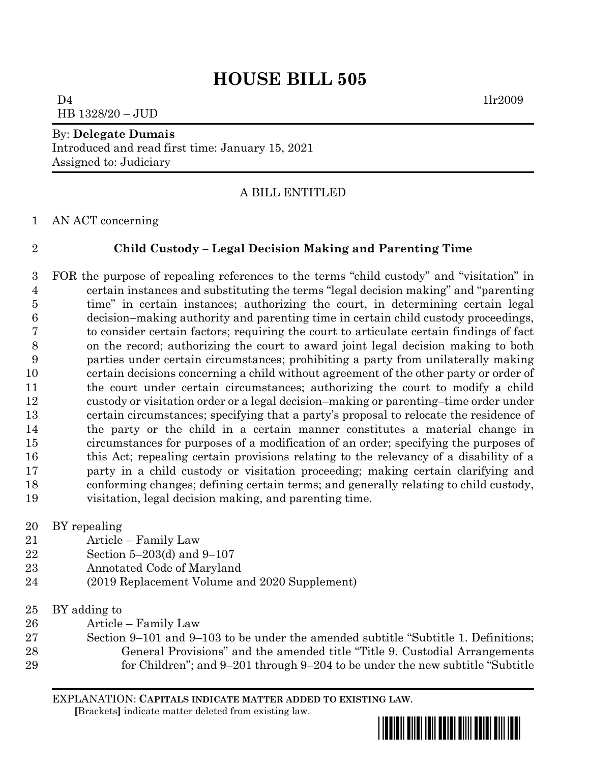# HOUSE BILL 505

D4 1lr2009
HB 1328/20 – JUD

By: **Delegate Dumais**
Introduced and read first time: January 15, 2021
Assigned to: Judiciary

A BILL ENTITLED

AN ACT concerning

**Child Custody – Legal Decision Making and Parenting Time**

FOR the purpose of repealing references to the terms "child custody" and "visitation" in certain instances and substituting the terms "legal decision making" and "parenting time" in certain instances; authorizing the court, in determining certain legal decision–making authority and parenting time in certain child custody proceedings, to consider certain factors; requiring the court to articulate certain findings of fact on the record; authorizing the court to award joint legal decision making to both parties under certain circumstances; prohibiting a party from unilaterally making certain decisions concerning a child without agreement of the other party or order of the court under certain circumstances; authorizing the court to modify a child custody or visitation order or a legal decision–making or parenting–time order under certain circumstances; specifying that a party's proposal to relocate the residence of the party or the child in a certain manner constitutes a material change in circumstances for purposes of a modification of an order; specifying the purposes of this Act; repealing certain provisions relating to the relevancy of a disability of a party in a child custody or visitation proceeding; making certain clarifying and conforming changes; defining certain terms; and generally relating to child custody, visitation, legal decision making, and parenting time.

BY repealing
Article – Family Law
Section 5–203(d) and 9–107
Annotated Code of Maryland
(2019 Replacement Volume and 2020 Supplement)

BY adding to
Article – Family Law
Section 9–101 and 9–103 to be under the amended subtitle "Subtitle 1. Definitions; General Provisions" and the amended title "Title 9. Custodial Arrangements for Children"; and 9–201 through 9–204 to be under the new subtitle "Subtitle

EXPLANATION: **CAPITALS INDICATE MATTER ADDED TO EXISTING LAW**.
**[**Brackets**]** indicate matter deleted from existing law.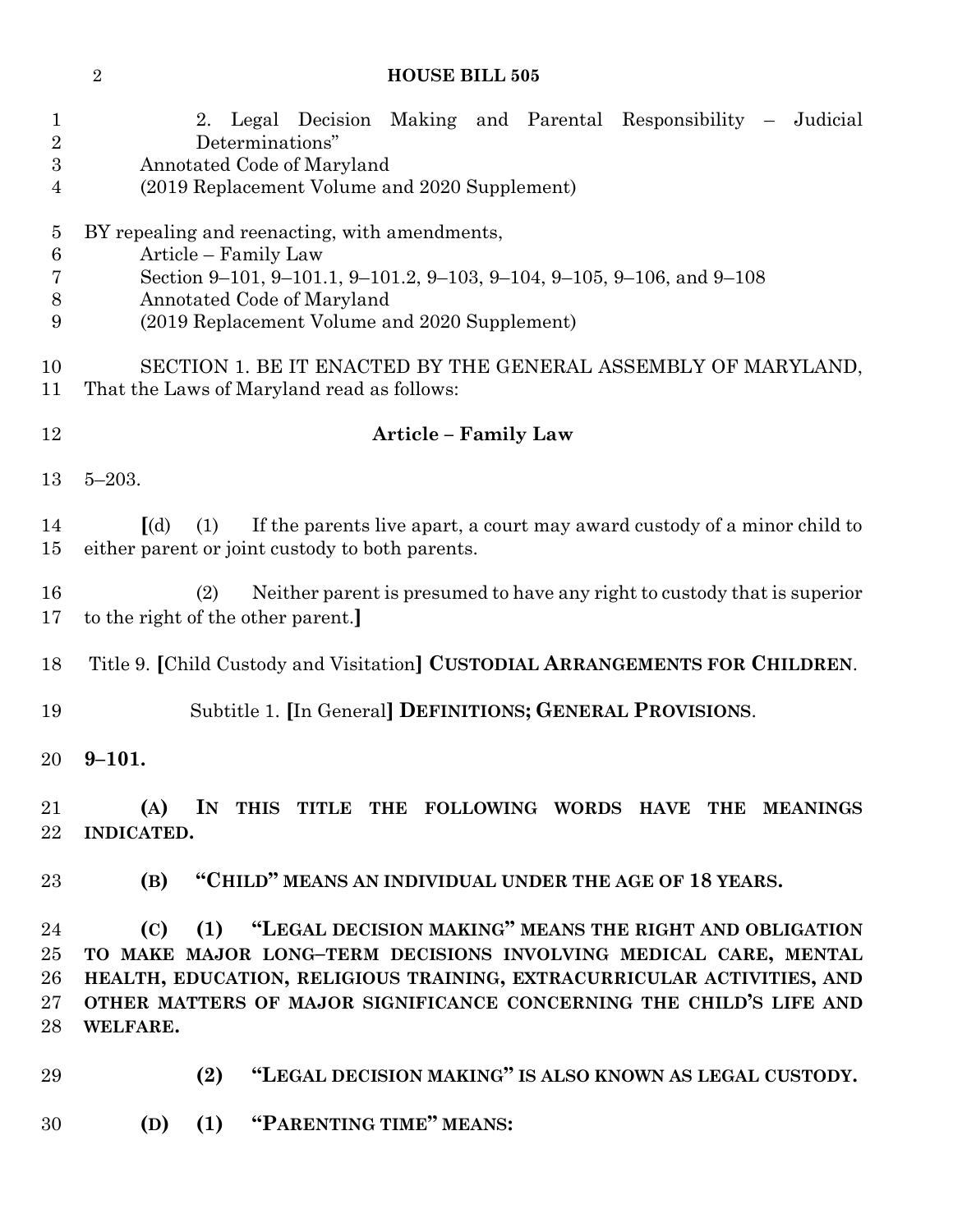2. Legal Decision Making and Parental Responsibility – Judicial Determinations"

Annotated Code of Maryland

(2019 Replacement Volume and 2020 Supplement)

BY repealing and reenacting, with amendments,

Article – Family Law

Section 9–101, 9–101.1, 9–101.2, 9–103, 9–104, 9–105, 9–106, and 9–108

Annotated Code of Maryland

(2019 Replacement Volume and 2020 Supplement)

SECTION 1. BE IT ENACTED BY THE GENERAL ASSEMBLY OF MARYLAND, That the Laws of Maryland read as follows:

**Article – Family Law**

5–203.

[(d) (1) If the parents live apart, a court may award custody of a minor child to either parent or joint custody to both parents.

(2) Neither parent is presumed to have any right to custody that is superior to the right of the other parent.]

Title 9. [Child Custody and Visitation] **CUSTODIAL ARRANGEMENTS FOR CHILDREN**.

Subtitle 1. [In General] **DEFINITIONS; GENERAL PROVISIONS**.

**9–101.**

**(A) IN THIS TITLE THE FOLLOWING WORDS HAVE THE MEANINGS INDICATED.**

**(B) "CHILD" MEANS AN INDIVIDUAL UNDER THE AGE OF 18 YEARS.**

**(C) (1) "LEGAL DECISION MAKING" MEANS THE RIGHT AND OBLIGATION TO MAKE MAJOR LONG–TERM DECISIONS INVOLVING MEDICAL CARE, MENTAL HEALTH, EDUCATION, RELIGIOUS TRAINING, EXTRACURRICULAR ACTIVITIES, AND OTHER MATTERS OF MAJOR SIGNIFICANCE CONCERNING THE CHILD'S LIFE AND WELFARE.**

**(2) "LEGAL DECISION MAKING" IS ALSO KNOWN AS LEGAL CUSTODY.**

**(D) (1) "PARENTING TIME" MEANS:**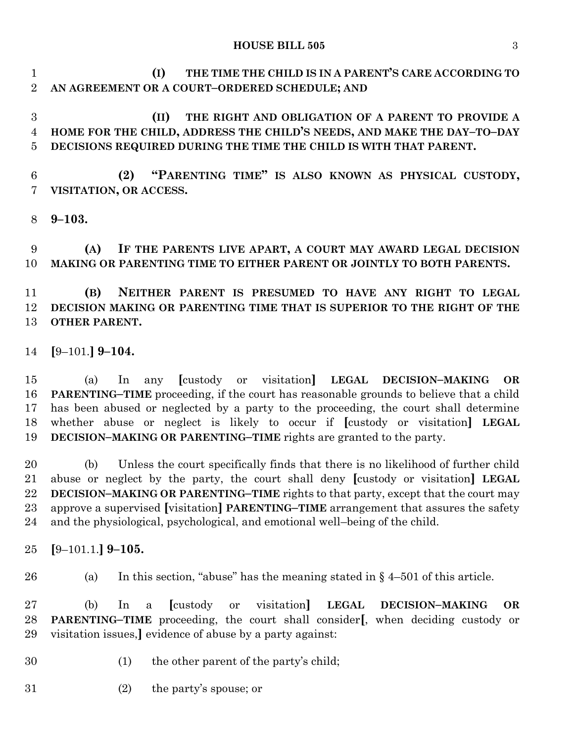**(I) THE TIME THE CHILD IS IN A PARENT'S CARE ACCORDING TO AN AGREEMENT OR A COURT–ORDERED SCHEDULE; AND**

**(II) THE RIGHT AND OBLIGATION OF A PARENT TO PROVIDE A HOME FOR THE CHILD, ADDRESS THE CHILD'S NEEDS, AND MAKE THE DAY–TO–DAY DECISIONS REQUIRED DURING THE TIME THE CHILD IS WITH THAT PARENT.**

**(2) "PARENTING TIME" IS ALSO KNOWN AS PHYSICAL CUSTODY, VISITATION, OR ACCESS.**

**9–103.**

**(A) IF THE PARENTS LIVE APART, A COURT MAY AWARD LEGAL DECISION MAKING OR PARENTING TIME TO EITHER PARENT OR JOINTLY TO BOTH PARENTS.**

**(B) NEITHER PARENT IS PRESUMED TO HAVE ANY RIGHT TO LEGAL DECISION MAKING OR PARENTING TIME THAT IS SUPERIOR TO THE RIGHT OF THE OTHER PARENT.**

**[**9–101.**] 9–104.**

(a) In any **[**custody or visitation**] LEGAL DECISION–MAKING OR PARENTING–TIME** proceeding, if the court has reasonable grounds to believe that a child has been abused or neglected by a party to the proceeding, the court shall determine whether abuse or neglect is likely to occur if **[**custody or visitation**] LEGAL DECISION–MAKING OR PARENTING–TIME** rights are granted to the party.

(b) Unless the court specifically finds that there is no likelihood of further child abuse or neglect by the party, the court shall deny **[**custody or visitation**] LEGAL DECISION–MAKING OR PARENTING–TIME** rights to that party, except that the court may approve a supervised **[**visitation**] PARENTING–TIME** arrangement that assures the safety and the physiological, psychological, and emotional well–being of the child.

**[**9–101.1.**] 9–105.**

(a) In this section, "abuse" has the meaning stated in § 4–501 of this article.

(b) In a **[**custody or visitation**] LEGAL DECISION–MAKING OR PARENTING–TIME** proceeding, the court shall consider**[**, when deciding custody or visitation issues,**]** evidence of abuse by a party against:

(1) the other parent of the party's child;

(2) the party's spouse; or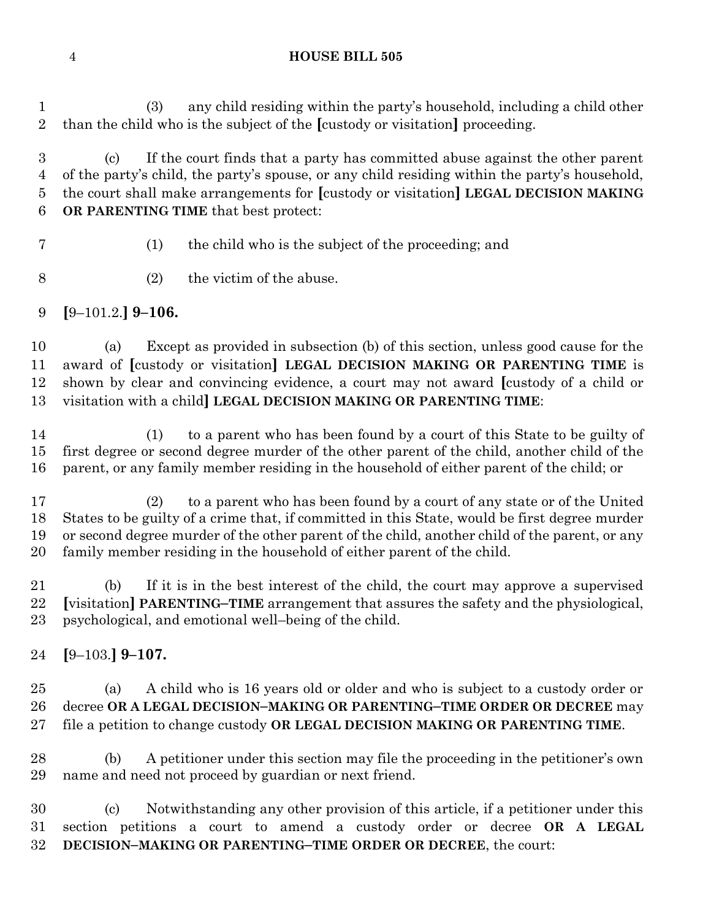(3) any child residing within the party's household, including a child other than the child who is the subject of the [custody or visitation] proceeding.

(c) If the court finds that a party has committed abuse against the other parent of the party's child, the party's spouse, or any child residing within the party's household, the court shall make arrangements for [custody or visitation] **LEGAL DECISION MAKING OR PARENTING TIME** that best protect:

(1) the child who is the subject of the proceeding; and

(2) the victim of the abuse.

**[**9–101.2.**] 9–106.**

(a) Except as provided in subsection (b) of this section, unless good cause for the award of [custody or visitation] **LEGAL DECISION MAKING OR PARENTING TIME** is shown by clear and convincing evidence, a court may not award [custody of a child or visitation with a child] **LEGAL DECISION MAKING OR PARENTING TIME**:

(1) to a parent who has been found by a court of this State to be guilty of first degree or second degree murder of the other parent of the child, another child of the parent, or any family member residing in the household of either parent of the child; or

(2) to a parent who has been found by a court of any state or of the United States to be guilty of a crime that, if committed in this State, would be first degree murder or second degree murder of the other parent of the child, another child of the parent, or any family member residing in the household of either parent of the child.

(b) If it is in the best interest of the child, the court may approve a supervised [visitation] **PARENTING–TIME** arrangement that assures the safety and the physiological, psychological, and emotional well–being of the child.

**[**9–103.**] 9–107.**

(a) A child who is 16 years old or older and who is subject to a custody order or decree **OR A LEGAL DECISION–MAKING OR PARENTING–TIME ORDER OR DECREE** may file a petition to change custody **OR LEGAL DECISION MAKING OR PARENTING TIME**.

(b) A petitioner under this section may file the proceeding in the petitioner's own name and need not proceed by guardian or next friend.

(c) Notwithstanding any other provision of this article, if a petitioner under this section petitions a court to amend a custody order or decree **OR A LEGAL DECISION–MAKING OR PARENTING–TIME ORDER OR DECREE**, the court: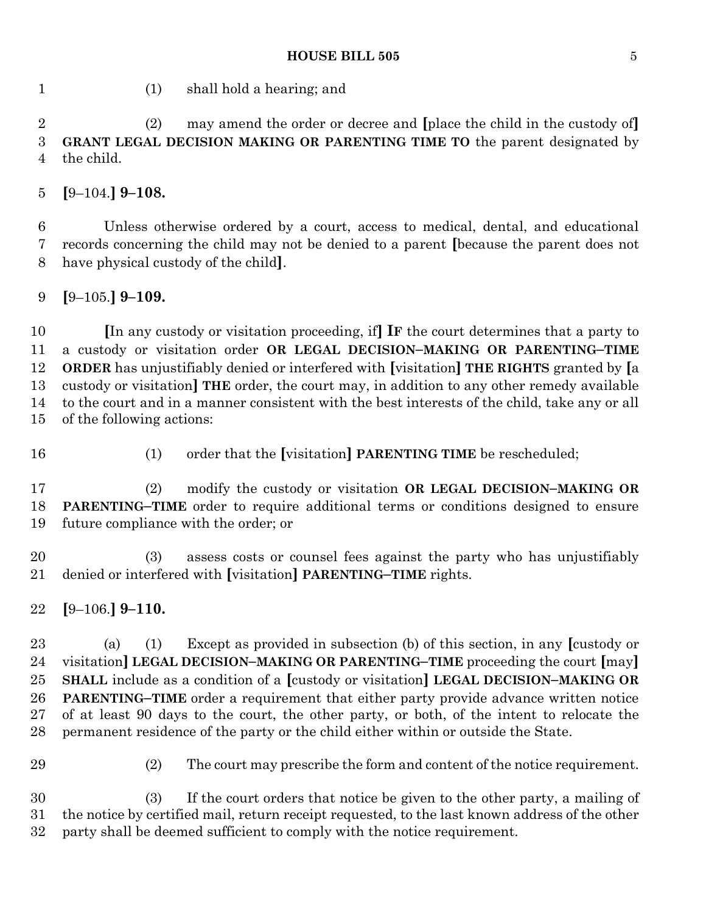(1) shall hold a hearing; and

(2) may amend the order or decree and [place the child in the custody of] **GRANT LEGAL DECISION MAKING OR PARENTING TIME TO** the parent designated by the child.

[9–104.] **9–108.**

Unless otherwise ordered by a court, access to medical, dental, and educational records concerning the child may not be denied to a parent [because the parent does not have physical custody of the child].

[9–105.] **9–109.**

[In any custody or visitation proceeding, if] **IF** the court determines that a party to a custody or visitation order **OR LEGAL DECISION–MAKING OR PARENTING–TIME ORDER** has unjustifiably denied or interfered with [visitation] **THE RIGHTS** granted by [a custody or visitation] **THE** order, the court may, in addition to any other remedy available to the court and in a manner consistent with the best interests of the child, take any or all of the following actions:

(1) order that the [visitation] **PARENTING TIME** be rescheduled;

(2) modify the custody or visitation **OR LEGAL DECISION–MAKING OR PARENTING–TIME** order to require additional terms or conditions designed to ensure future compliance with the order; or

(3) assess costs or counsel fees against the party who has unjustifiably denied or interfered with [visitation] **PARENTING–TIME** rights.

[9–106.] **9–110.**

(a) (1) Except as provided in subsection (b) of this section, in any [custody or visitation] **LEGAL DECISION–MAKING OR PARENTING–TIME** proceeding the court [may] **SHALL** include as a condition of a [custody or visitation] **LEGAL DECISION–MAKING OR PARENTING–TIME** order a requirement that either party provide advance written notice of at least 90 days to the court, the other party, or both, of the intent to relocate the permanent residence of the party or the child either within or outside the State.

(2) The court may prescribe the form and content of the notice requirement.

(3) If the court orders that notice be given to the other party, a mailing of the notice by certified mail, return receipt requested, to the last known address of the other party shall be deemed sufficient to comply with the notice requirement.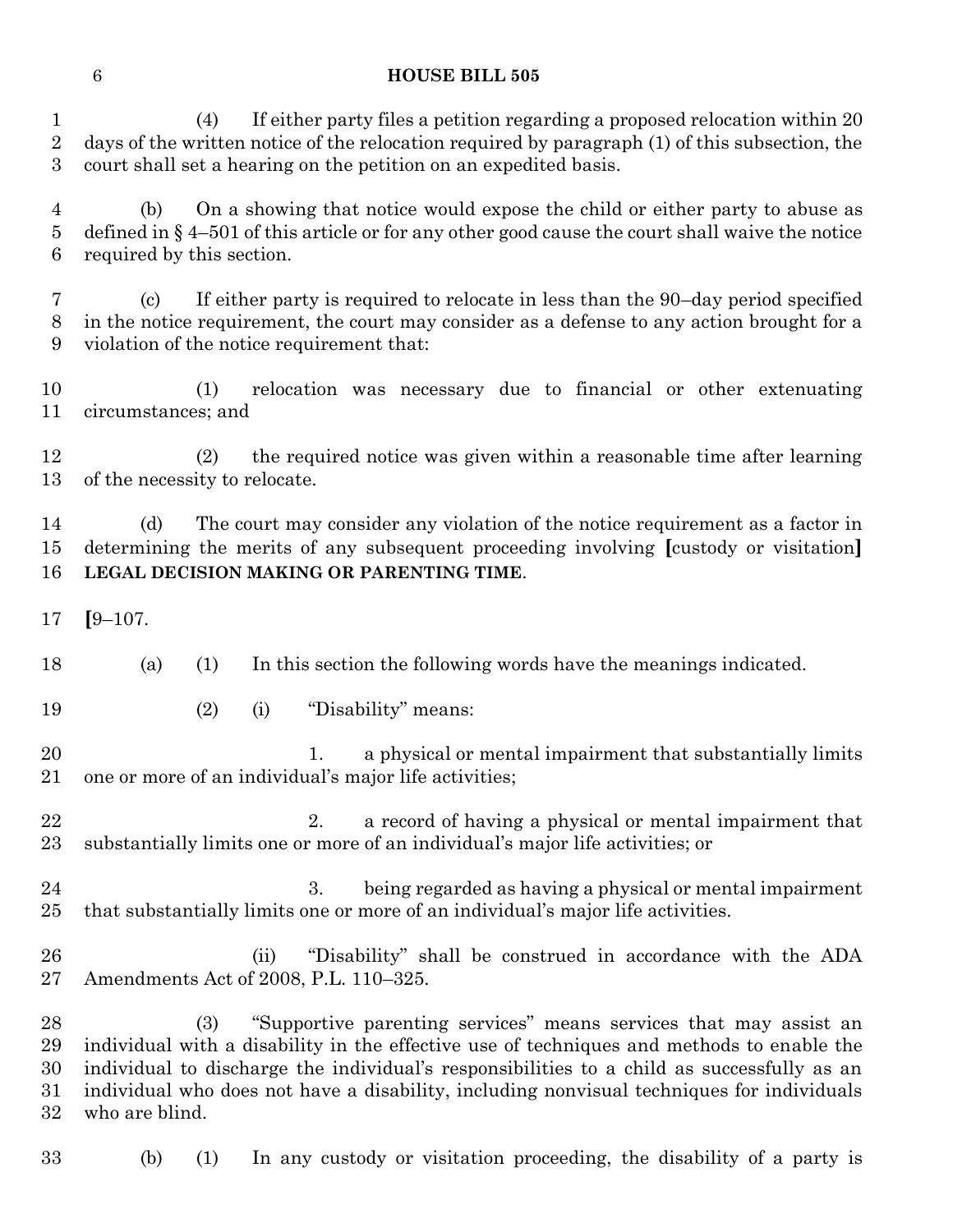(4) If either party files a petition regarding a proposed relocation within 20 days of the written notice of the relocation required by paragraph (1) of this subsection, the court shall set a hearing on the petition on an expedited basis.

(b) On a showing that notice would expose the child or either party to abuse as defined in § 4–501 of this article or for any other good cause the court shall waive the notice required by this section.

(c) If either party is required to relocate in less than the 90–day period specified in the notice requirement, the court may consider as a defense to any action brought for a violation of the notice requirement that:

(1) relocation was necessary due to financial or other extenuating circumstances; and

(2) the required notice was given within a reasonable time after learning of the necessity to relocate.

(d) The court may consider any violation of the notice requirement as a factor in determining the merits of any subsequent proceeding involving **[**custody or visitation**]** **LEGAL DECISION MAKING OR PARENTING TIME**.

**[**9–107.

(a) (1) In this section the following words have the meanings indicated.

(2) (i) "Disability" means:

1. a physical or mental impairment that substantially limits one or more of an individual's major life activities;

2. a record of having a physical or mental impairment that substantially limits one or more of an individual's major life activities; or

3. being regarded as having a physical or mental impairment that substantially limits one or more of an individual's major life activities.

(ii) "Disability" shall be construed in accordance with the ADA Amendments Act of 2008, P.L. 110–325.

(3) "Supportive parenting services" means services that may assist an individual with a disability in the effective use of techniques and methods to enable the individual to discharge the individual's responsibilities to a child as successfully as an individual who does not have a disability, including nonvisual techniques for individuals who are blind.

(b) (1) In any custody or visitation proceeding, the disability of a party is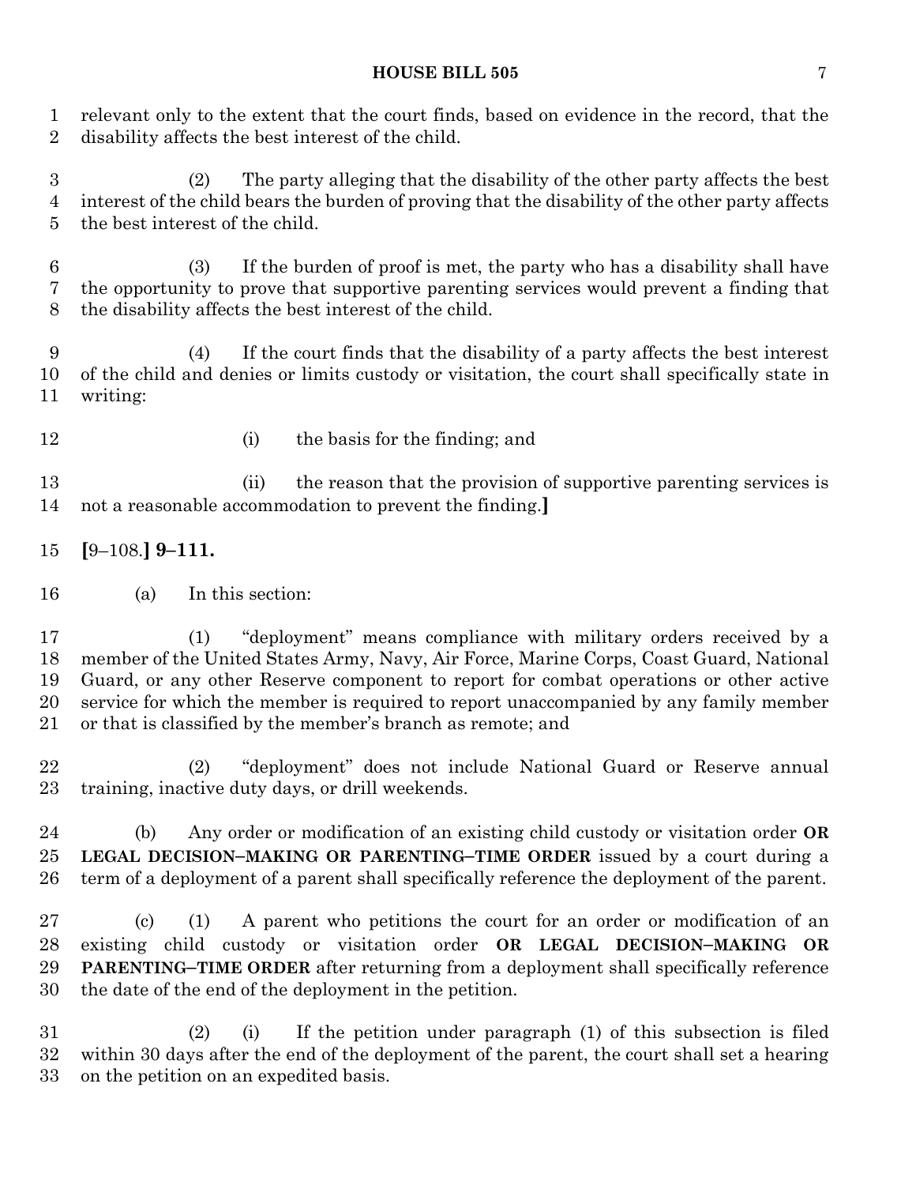relevant only to the extent that the court finds, based on evidence in the record, that the disability affects the best interest of the child.

(2) The party alleging that the disability of the other party affects the best interest of the child bears the burden of proving that the disability of the other party affects the best interest of the child.

(3) If the burden of proof is met, the party who has a disability shall have the opportunity to prove that supportive parenting services would prevent a finding that the disability affects the best interest of the child.

(4) If the court finds that the disability of a party affects the best interest of the child and denies or limits custody or visitation, the court shall specifically state in writing:

(i) the basis for the finding; and

(ii) the reason that the provision of supportive parenting services is not a reasonable accommodation to prevent the finding.**]**

**[**9–108.**] 9–111.**

(a) In this section:

(1) "deployment" means compliance with military orders received by a member of the United States Army, Navy, Air Force, Marine Corps, Coast Guard, National Guard, or any other Reserve component to report for combat operations or other active service for which the member is required to report unaccompanied by any family member or that is classified by the member's branch as remote; and

(2) "deployment" does not include National Guard or Reserve annual training, inactive duty days, or drill weekends.

(b) Any order or modification of an existing child custody or visitation order **OR LEGAL DECISION–MAKING OR PARENTING–TIME ORDER** issued by a court during a term of a deployment of a parent shall specifically reference the deployment of the parent.

(c) (1) A parent who petitions the court for an order or modification of an existing child custody or visitation order **OR LEGAL DECISION–MAKING OR PARENTING–TIME ORDER** after returning from a deployment shall specifically reference the date of the end of the deployment in the petition.

(2) (i) If the petition under paragraph (1) of this subsection is filed within 30 days after the end of the deployment of the parent, the court shall set a hearing on the petition on an expedited basis.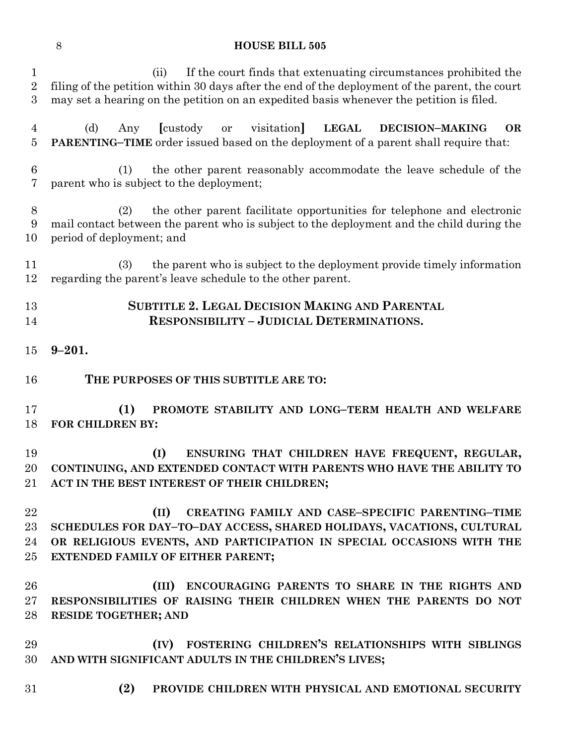(ii) If the court finds that extenuating circumstances prohibited the filing of the petition within 30 days after the end of the deployment of the parent, the court may set a hearing on the petition on an expedited basis whenever the petition is filed.

(d) Any [custody or visitation] **LEGAL DECISION–MAKING OR PARENTING–TIME** order issued based on the deployment of a parent shall require that:

(1) the other parent reasonably accommodate the leave schedule of the parent who is subject to the deployment;

(2) the other parent facilitate opportunities for telephone and electronic mail contact between the parent who is subject to the deployment and the child during the period of deployment; and

(3) the parent who is subject to the deployment provide timely information regarding the parent's leave schedule to the other parent.

## SUBTITLE 2. LEGAL DECISION MAKING AND PARENTAL RESPONSIBILITY – JUDICIAL DETERMINATIONS.

**9–201.**

**THE PURPOSES OF THIS SUBTITLE ARE TO:**

**(1) PROMOTE STABILITY AND LONG–TERM HEALTH AND WELFARE FOR CHILDREN BY:**

**(I) ENSURING THAT CHILDREN HAVE FREQUENT, REGULAR, CONTINUING, AND EXTENDED CONTACT WITH PARENTS WHO HAVE THE ABILITY TO ACT IN THE BEST INTEREST OF THEIR CHILDREN;**

**(II) CREATING FAMILY AND CASE–SPECIFIC PARENTING–TIME SCHEDULES FOR DAY–TO–DAY ACCESS, SHARED HOLIDAYS, VACATIONS, CULTURAL OR RELIGIOUS EVENTS, AND PARTICIPATION IN SPECIAL OCCASIONS WITH THE EXTENDED FAMILY OF EITHER PARENT;**

**(III) ENCOURAGING PARENTS TO SHARE IN THE RIGHTS AND RESPONSIBILITIES OF RAISING THEIR CHILDREN WHEN THE PARENTS DO NOT RESIDE TOGETHER; AND**

**(IV) FOSTERING CHILDREN'S RELATIONSHIPS WITH SIBLINGS AND WITH SIGNIFICANT ADULTS IN THE CHILDREN'S LIVES;**

**(2) PROVIDE CHILDREN WITH PHYSICAL AND EMOTIONAL SECURITY**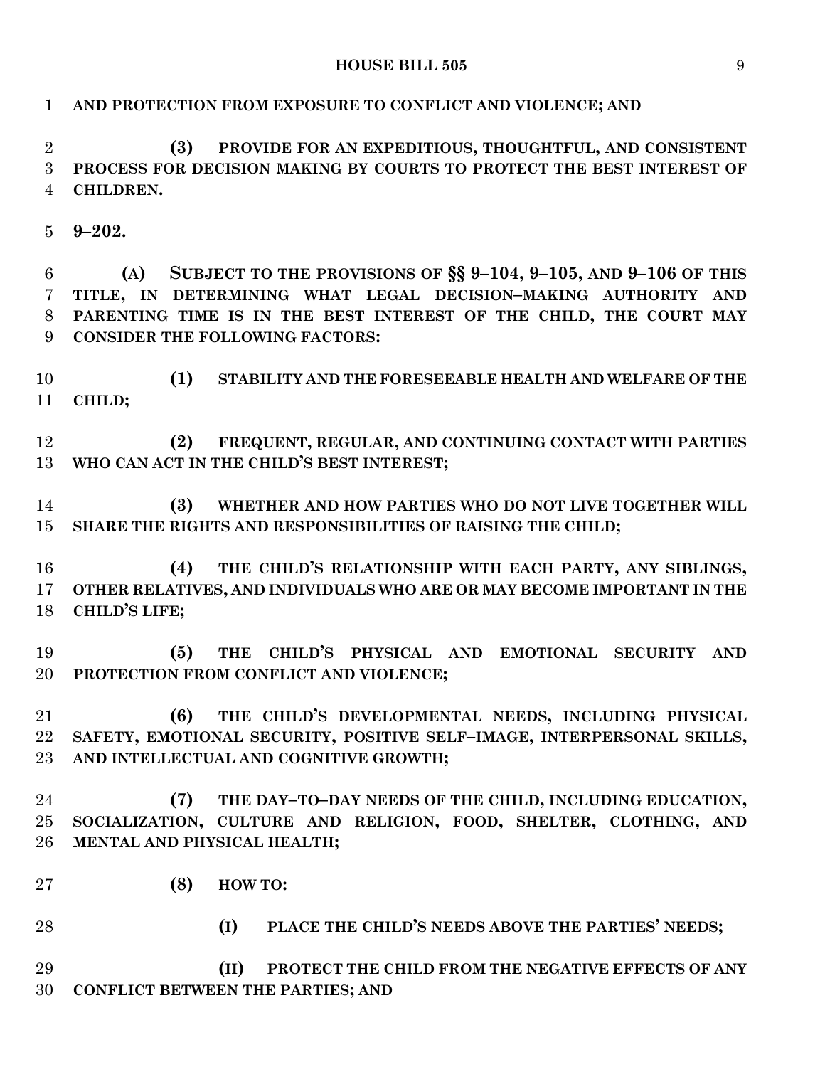**AND PROTECTION FROM EXPOSURE TO CONFLICT AND VIOLENCE; AND**

**(3) PROVIDE FOR AN EXPEDITIOUS, THOUGHTFUL, AND CONSISTENT PROCESS FOR DECISION MAKING BY COURTS TO PROTECT THE BEST INTEREST OF CHILDREN.**

**9–202.**

**(A) SUBJECT TO THE PROVISIONS OF §§ 9–104, 9–105, AND 9–106 OF THIS TITLE, IN DETERMINING WHAT LEGAL DECISION–MAKING AUTHORITY AND PARENTING TIME IS IN THE BEST INTEREST OF THE CHILD, THE COURT MAY CONSIDER THE FOLLOWING FACTORS:**

**(1) STABILITY AND THE FORESEEABLE HEALTH AND WELFARE OF THE CHILD;**

**(2) FREQUENT, REGULAR, AND CONTINUING CONTACT WITH PARTIES WHO CAN ACT IN THE CHILD'S BEST INTEREST;**

**(3) WHETHER AND HOW PARTIES WHO DO NOT LIVE TOGETHER WILL SHARE THE RIGHTS AND RESPONSIBILITIES OF RAISING THE CHILD;**

**(4) THE CHILD'S RELATIONSHIP WITH EACH PARTY, ANY SIBLINGS, OTHER RELATIVES, AND INDIVIDUALS WHO ARE OR MAY BECOME IMPORTANT IN THE CHILD'S LIFE;**

**(5) THE CHILD'S PHYSICAL AND EMOTIONAL SECURITY AND PROTECTION FROM CONFLICT AND VIOLENCE;**

**(6) THE CHILD'S DEVELOPMENTAL NEEDS, INCLUDING PHYSICAL SAFETY, EMOTIONAL SECURITY, POSITIVE SELF–IMAGE, INTERPERSONAL SKILLS, AND INTELLECTUAL AND COGNITIVE GROWTH;**

**(7) THE DAY–TO–DAY NEEDS OF THE CHILD, INCLUDING EDUCATION, SOCIALIZATION, CULTURE AND RELIGION, FOOD, SHELTER, CLOTHING, AND MENTAL AND PHYSICAL HEALTH;**

**(8) HOW TO:**

**(I) PLACE THE CHILD'S NEEDS ABOVE THE PARTIES' NEEDS;**

**(II) PROTECT THE CHILD FROM THE NEGATIVE EFFECTS OF ANY CONFLICT BETWEEN THE PARTIES; AND**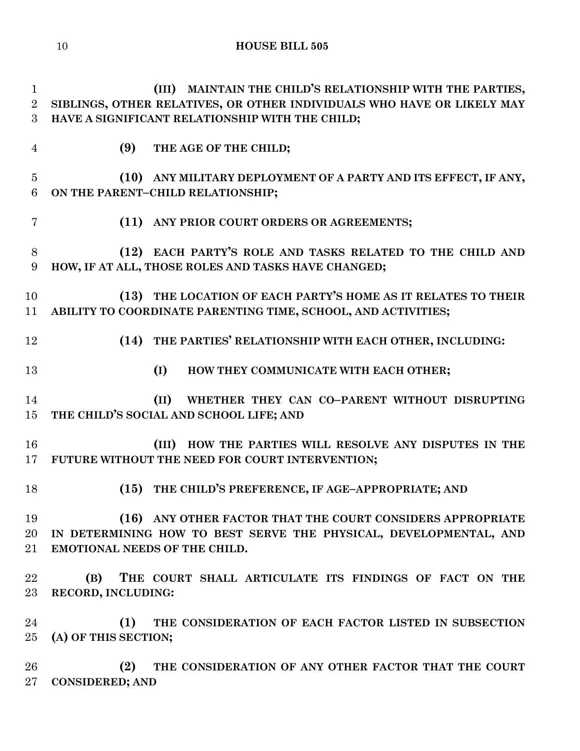**(III) MAINTAIN THE CHILD'S RELATIONSHIP WITH THE PARTIES, SIBLINGS, OTHER RELATIVES, OR OTHER INDIVIDUALS WHO HAVE OR LIKELY MAY HAVE A SIGNIFICANT RELATIONSHIP WITH THE CHILD;**

**(9) THE AGE OF THE CHILD;**

**(10) ANY MILITARY DEPLOYMENT OF A PARTY AND ITS EFFECT, IF ANY, ON THE PARENT–CHILD RELATIONSHIP;**

**(11) ANY PRIOR COURT ORDERS OR AGREEMENTS;**

**(12) EACH PARTY'S ROLE AND TASKS RELATED TO THE CHILD AND HOW, IF AT ALL, THOSE ROLES AND TASKS HAVE CHANGED;**

**(13) THE LOCATION OF EACH PARTY'S HOME AS IT RELATES TO THEIR ABILITY TO COORDINATE PARENTING TIME, SCHOOL, AND ACTIVITIES;**

**(14) THE PARTIES' RELATIONSHIP WITH EACH OTHER, INCLUDING:**

**(I) HOW THEY COMMUNICATE WITH EACH OTHER;**

**(II) WHETHER THEY CAN CO–PARENT WITHOUT DISRUPTING THE CHILD'S SOCIAL AND SCHOOL LIFE; AND**

**(III) HOW THE PARTIES WILL RESOLVE ANY DISPUTES IN THE FUTURE WITHOUT THE NEED FOR COURT INTERVENTION;**

**(15) THE CHILD'S PREFERENCE, IF AGE–APPROPRIATE; AND**

**(16) ANY OTHER FACTOR THAT THE COURT CONSIDERS APPROPRIATE IN DETERMINING HOW TO BEST SERVE THE PHYSICAL, DEVELOPMENTAL, AND EMOTIONAL NEEDS OF THE CHILD.**

**(B) THE COURT SHALL ARTICULATE ITS FINDINGS OF FACT ON THE RECORD, INCLUDING:**

**(1) THE CONSIDERATION OF EACH FACTOR LISTED IN SUBSECTION (A) OF THIS SECTION;**

**(2) THE CONSIDERATION OF ANY OTHER FACTOR THAT THE COURT CONSIDERED; AND**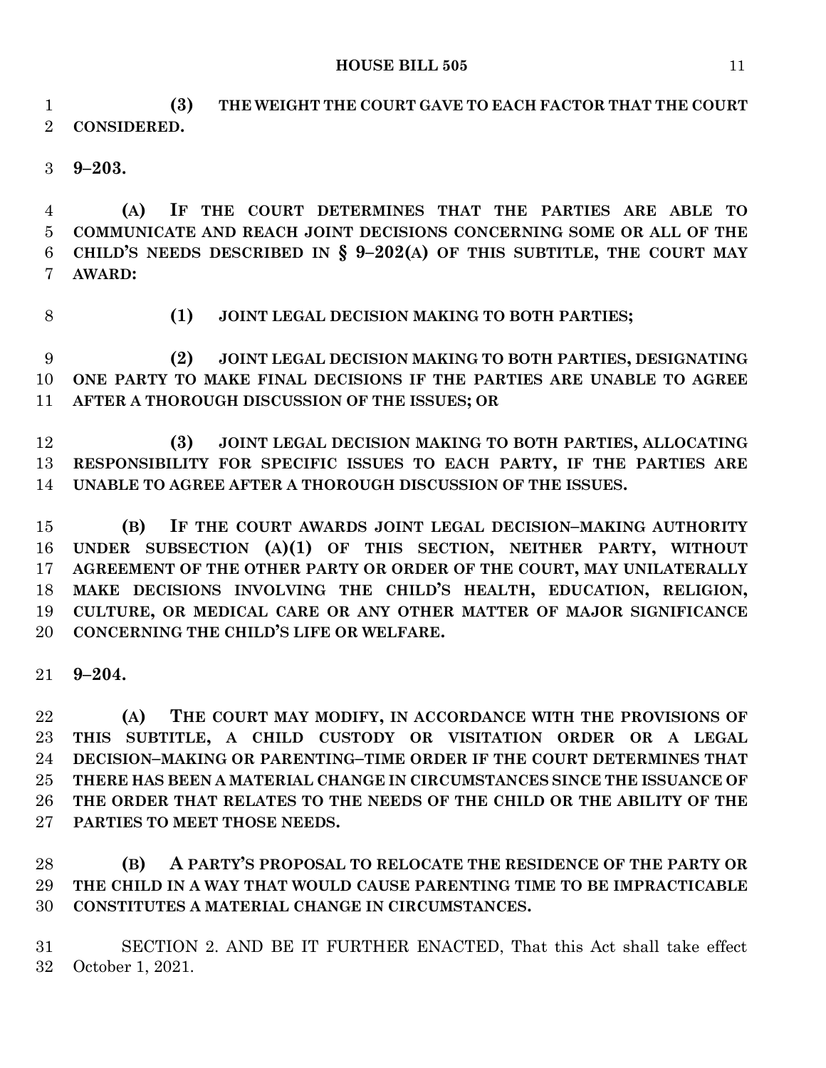**(3) THE WEIGHT THE COURT GAVE TO EACH FACTOR THAT THE COURT CONSIDERED.**

**9–203.**

**(A) IF THE COURT DETERMINES THAT THE PARTIES ARE ABLE TO COMMUNICATE AND REACH JOINT DECISIONS CONCERNING SOME OR ALL OF THE CHILD'S NEEDS DESCRIBED IN § 9–202(A) OF THIS SUBTITLE, THE COURT MAY AWARD:**

**(1) JOINT LEGAL DECISION MAKING TO BOTH PARTIES;**

**(2) JOINT LEGAL DECISION MAKING TO BOTH PARTIES, DESIGNATING ONE PARTY TO MAKE FINAL DECISIONS IF THE PARTIES ARE UNABLE TO AGREE AFTER A THOROUGH DISCUSSION OF THE ISSUES; OR**

**(3) JOINT LEGAL DECISION MAKING TO BOTH PARTIES, ALLOCATING RESPONSIBILITY FOR SPECIFIC ISSUES TO EACH PARTY, IF THE PARTIES ARE UNABLE TO AGREE AFTER A THOROUGH DISCUSSION OF THE ISSUES.**

**(B) IF THE COURT AWARDS JOINT LEGAL DECISION–MAKING AUTHORITY UNDER SUBSECTION (A)(1) OF THIS SECTION, NEITHER PARTY, WITHOUT AGREEMENT OF THE OTHER PARTY OR ORDER OF THE COURT, MAY UNILATERALLY MAKE DECISIONS INVOLVING THE CHILD'S HEALTH, EDUCATION, RELIGION, CULTURE, OR MEDICAL CARE OR ANY OTHER MATTER OF MAJOR SIGNIFICANCE CONCERNING THE CHILD'S LIFE OR WELFARE.**

**9–204.**

**(A) THE COURT MAY MODIFY, IN ACCORDANCE WITH THE PROVISIONS OF THIS SUBTITLE, A CHILD CUSTODY OR VISITATION ORDER OR A LEGAL DECISION–MAKING OR PARENTING–TIME ORDER IF THE COURT DETERMINES THAT THERE HAS BEEN A MATERIAL CHANGE IN CIRCUMSTANCES SINCE THE ISSUANCE OF THE ORDER THAT RELATES TO THE NEEDS OF THE CHILD OR THE ABILITY OF THE PARTIES TO MEET THOSE NEEDS.**

**(B) A PARTY'S PROPOSAL TO RELOCATE THE RESIDENCE OF THE PARTY OR THE CHILD IN A WAY THAT WOULD CAUSE PARENTING TIME TO BE IMPRACTICABLE CONSTITUTES A MATERIAL CHANGE IN CIRCUMSTANCES.**

SECTION 2. AND BE IT FURTHER ENACTED, That this Act shall take effect October 1, 2021.